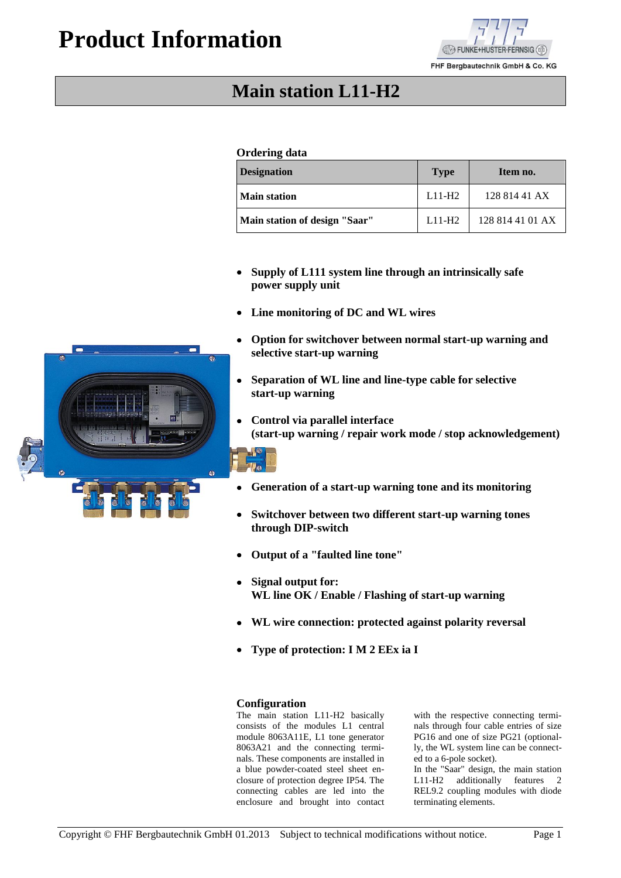# Product Information

FHF Bergbautechnik GmbH & Co. KG

## Main station L11-H2

**Ordering data**

| Designation | Type | Item no. |
|---|---|---|
| **Main station** | L11-H2 | 128 814 41 AX |
| **Main station of design "Saar"** | L11-H2 | 128 814 41 01 AX |

- **Supply of L111 system line through an intrinsically safe power supply unit**
- **Line monitoring of DC and WL wires**
- **Option for switchover between normal start-up warning and selective start-up warning**
- **Separation of WL line and line-type cable for selective start-up warning**
- **Control via parallel interface (start-up warning / repair work mode / stop acknowledgement)**
- **Generation of a start-up warning tone and its monitoring**
- **Switchover between two different start-up warning tones through DIP-switch**
- **Output of a "faulted line tone"**
- **Signal output for: WL line OK / Enable / Flashing of start-up warning**
- **WL wire connection: protected against polarity reversal**
- **Type of protection: I M 2 EEx ia I**

### Configuration

The main station L11-H2 basically consists of the modules L1 central module 8063A11E, L1 tone generator 8063A21 and the connecting terminals. These components are installed in a blue powder-coated steel sheet enclosure of protection degree IP54. The connecting cables are led into the enclosure and brought into contact with the respective connecting terminals through four cable entries of size PG16 and one of size PG21 (optionally, the WL system line can be connected to a 6-pole socket).
In the "Saar" design, the main station L11-H2 additionally features 2 REL9.2 coupling modules with diode terminating elements.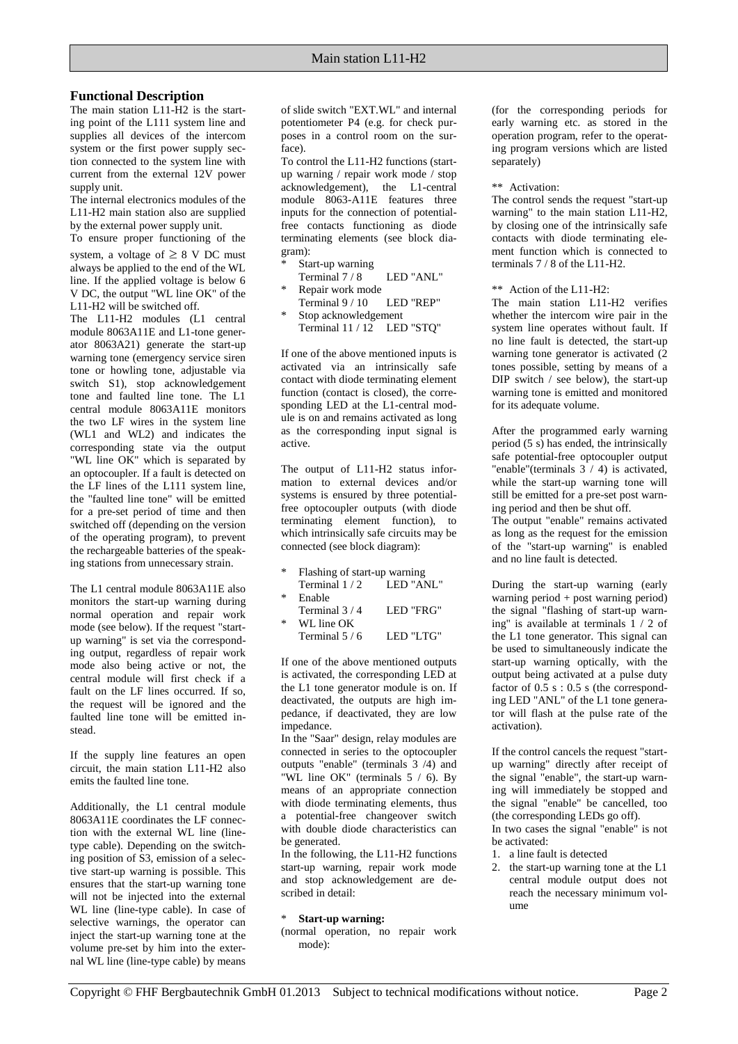## Functional Description

The main station L11-H2 is the starting point of the L111 system line and supplies all devices of the intercom system or the first power supply section connected to the system line with current from the external 12V power supply unit.

The internal electronics modules of the L11-H2 main station also are supplied by the external power supply unit.

To ensure proper functioning of the system, a voltage of ≥ 8 V DC must always be applied to the end of the WL line. If the applied voltage is below 6 V DC, the output "WL line OK" of the L11-H2 will be switched off.

The L11-H2 modules (L1 central module 8063A11E and L1-tone generator 8063A21) generate the start-up warning tone (emergency service siren tone or howling tone, adjustable via switch S1), stop acknowledgement tone and faulted line tone. The L1 central module 8063A11E monitors the two LF wires in the system line (WL1 and WL2) and indicates the corresponding state via the output "WL line OK" which is separated by an optocoupler. If a fault is detected on the LF lines of the L111 system line, the "faulted line tone" will be emitted for a pre-set period of time and then switched off (depending on the version of the operating program), to prevent the rechargeable batteries of the speaking stations from unnecessary strain.

The L1 central module 8063A11E also monitors the start-up warning during normal operation and repair work mode (see below). If the request "start-up warning" is set via the corresponding output, regardless of repair work mode also being active or not, the central module will first check if a fault on the LF lines occurred. If so, the request will be ignored and the faulted line tone will be emitted instead.

If the supply line features an open circuit, the main station L11-H2 also emits the faulted line tone.

Additionally, the L1 central module 8063A11E coordinates the LF connection with the external WL line (line-type cable). Depending on the switching position of S3, emission of a selective start-up warning is possible. This ensures that the start-up warning tone will not be injected into the external WL line (line-type cable). In case of selective warnings, the operator can inject the start-up warning tone at the volume pre-set by him into the external WL line (line-type cable) by means of slide switch "EXT.WL" and internal potentiometer P4 (e.g. for check purposes in a control room on the surface).

To control the L11-H2 functions (start-up warning / repair work mode / stop acknowledgement), the L1-central module 8063-A11E features three inputs for the connection of potential-free contacts functioning as diode terminating elements (see block diagram):

* Start-up warning
  Terminal 7 / 8 LED "ANL"
* Repair work mode
  Terminal 9 / 10 LED "REP"
* Stop acknowledgement
  Terminal 11 / 12 LED "STQ"

If one of the above mentioned inputs is activated via an intrinsically safe contact with diode terminating element function (contact is closed), the corresponding LED at the L1-central module is on and remains activated as long as the corresponding input signal is active.

The output of L11-H2 status information to external devices and/or systems is ensured by three potential-free optocoupler outputs (with diode terminating element function), to which intrinsically safe circuits may be connected (see block diagram):

* Flashing of start-up warning
  Terminal 1 / 2 LED "ANL"
* Enable
  Terminal 3 / 4 LED "FRG"
* WL line OK
  Terminal 5 / 6 LED "LTG"

If one of the above mentioned outputs is activated, the corresponding LED at the L1 tone generator module is on. If deactivated, the outputs are high impedance, if deactivated, they are low impedance.

In the "Saar" design, relay modules are connected in series to the optocoupler outputs "enable" (terminals 3 /4) and "WL line OK" (terminals 5 / 6). By means of an appropriate connection with diode terminating elements, thus a potential-free changeover switch with double diode characteristics can be generated.

In the following, the L11-H2 functions start-up warning, repair work mode and stop acknowledgement are described in detail:

* **Start-up warning:**

(normal operation, no repair work mode):

(for the corresponding periods for early warning etc. as stored in the operation program, refer to the operating program versions which are listed separately)

** Activation:

The control sends the request "start-up warning" to the main station L11-H2, by closing one of the intrinsically safe contacts with diode terminating element function which is connected to terminals 7 / 8 of the L11-H2.

** Action of the L11-H2:

The main station L11-H2 verifies whether the intercom wire pair in the system line operates without fault. If no line fault is detected, the start-up warning tone generator is activated (2 tones possible, setting by means of a DIP switch / see below), the start-up warning tone is emitted and monitored for its adequate volume.

After the programmed early warning period (5 s) has ended, the intrinsically safe potential-free optocoupler output "enable"(terminals 3 / 4) is activated, while the start-up warning tone will still be emitted for a pre-set post warning period and then be shut off.

The output "enable" remains activated as long as the request for the emission of the "start-up warning" is enabled and no line fault is detected.

During the start-up warning (early warning period + post warning period) the signal "flashing of start-up warning" is available at terminals 1 / 2 of the L1 tone generator. This signal can be used to simultaneously indicate the start-up warning optically, with the output being activated at a pulse duty factor of 0.5 s : 0.5 s (the corresponding LED "ANL" of the L1 tone generator will flash at the pulse rate of the activation).

If the control cancels the request "start-up warning" directly after receipt of the signal "enable", the start-up warning will immediately be stopped and the signal "enable" be cancelled, too (the corresponding LEDs go off).

In two cases the signal "enable" is not be activated:

1. a line fault is detected
2. the start-up warning tone at the L1 central module output does not reach the necessary minimum volume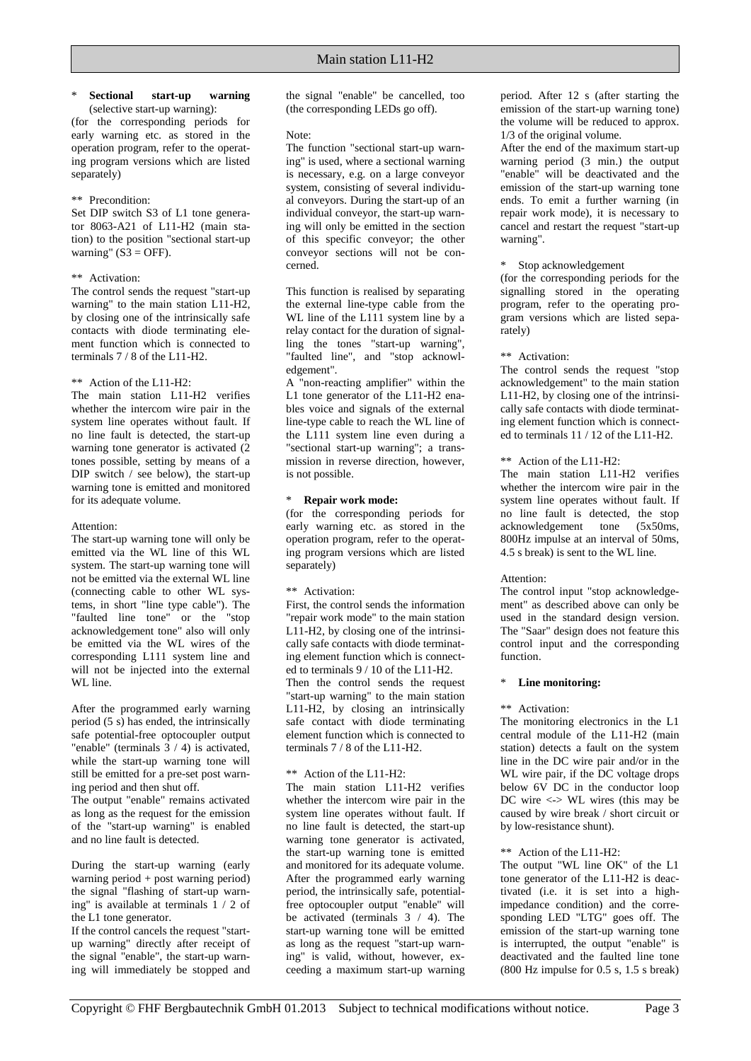* **Sectional start-up warning** (selective start-up warning):

(for the corresponding periods for early warning etc. as stored in the operation program, refer to the operating program versions which are listed separately)

** Precondition:

Set DIP switch S3 of L1 tone generator 8063-A21 of L11-H2 (main station) to the position "sectional start-up warning" (S3 = OFF).

** Activation:

The control sends the request "start-up warning" to the main station L11-H2, by closing one of the intrinsically safe contacts with diode terminating element function which is connected to terminals 7 / 8 of the L11-H2.

** Action of the L11-H2:

The main station L11-H2 verifies whether the intercom wire pair in the system line operates without fault. If no line fault is detected, the start-up warning tone generator is activated (2 tones possible, setting by means of a DIP switch / see below), the start-up warning tone is emitted and monitored for its adequate volume.

Attention:

The start-up warning tone will only be emitted via the WL line of this WL system. The start-up warning tone will not be emitted via the external WL line (connecting cable to other WL systems, in short "line type cable"). The "faulted line tone" or the "stop acknowledgement tone" also will only be emitted via the WL wires of the corresponding L111 system line and will not be injected into the external WL line.

After the programmed early warning period (5 s) has ended, the intrinsically safe potential-free optocoupler output "enable" (terminals 3 / 4) is activated, while the start-up warning tone will still be emitted for a pre-set post warning period and then shut off.

The output "enable" remains activated as long as the request for the emission of the "start-up warning" is enabled and no line fault is detected.

During the start-up warning (early warning period + post warning period) the signal "flashing of start-up warning" is available at terminals 1 / 2 of the L1 tone generator.

If the control cancels the request "start-up warning" directly after receipt of the signal "enable", the start-up warning will immediately be stopped and the signal "enable" be cancelled, too (the corresponding LEDs go off).

Note:

The function "sectional start-up warning" is used, where a sectional warning is necessary, e.g. on a large conveyor system, consisting of several individual conveyors. During the start-up of an individual conveyor, the start-up warning will only be emitted in the section of this specific conveyor; the other conveyor sections will not be concerned.

This function is realised by separating the external line-type cable from the WL line of the L111 system line by a relay contact for the duration of signalling the tones "start-up warning", "faulted line", and "stop acknowledgement".

A "non-reacting amplifier" within the L1 tone generator of the L11-H2 enables voice and signals of the external line-type cable to reach the WL line of the L111 system line even during a "sectional start-up warning"; a transmission in reverse direction, however, is not possible.

* **Repair work mode:**

(for the corresponding periods for early warning etc. as stored in the operation program, refer to the operating program versions which are listed separately)

** Activation:

First, the control sends the information "repair work mode" to the main station L11-H2, by closing one of the intrinsically safe contacts with diode terminating element function which is connected to terminals 9 / 10 of the L11-H2.

Then the control sends the request "start-up warning" to the main station L11-H2, by closing an intrinsically safe contact with diode terminating element function which is connected to terminals 7 / 8 of the L11-H2.

** Action of the L11-H2:

The main station L11-H2 verifies whether the intercom wire pair in the system line operates without fault. If no line fault is detected, the start-up warning tone generator is activated, the start-up warning tone is emitted and monitored for its adequate volume. After the programmed early warning period, the intrinsically safe, potential-free optocoupler output "enable" will be activated (terminals 3 / 4). The start-up warning tone will be emitted as long as the request "start-up warning" is valid, without, however, exceeding a maximum start-up warning period. After 12 s (after starting the emission of the start-up warning tone) the volume will be reduced to approx. 1/3 of the original volume.

After the end of the maximum start-up warning period (3 min.) the output "enable" will be deactivated and the emission of the start-up warning tone ends. To emit a further warning (in repair work mode), it is necessary to cancel and restart the request "start-up warning".

* Stop acknowledgement

(for the corresponding periods for the signalling stored in the operating program, refer to the operating program versions which are listed separately)

** Activation:

The control sends the request "stop acknowledgement" to the main station L11-H2, by closing one of the intrinsically safe contacts with diode terminating element function which is connected to terminals 11 / 12 of the L11-H2.

** Action of the L11-H2:

The main station L11-H2 verifies whether the intercom wire pair in the system line operates without fault. If no line fault is detected, the stop acknowledgement tone (5x50ms, 800Hz impulse at an interval of 50ms, 4.5 s break) is sent to the WL line.

Attention:

The control input "stop acknowledgement" as described above can only be used in the standard design version. The "Saar" design does not feature this control input and the corresponding function.

* **Line monitoring:**

** Activation:

The monitoring electronics in the L1 central module of the L11-H2 (main station) detects a fault on the system line in the DC wire pair and/or in the WL wire pair, if the DC voltage drops below 6V DC in the conductor loop DC wire <-> WL wires (this may be caused by wire break / short circuit or by low-resistance shunt).

** Action of the L11-H2:

The output "WL line OK" of the L1 tone generator of the L11-H2 is deactivated (i.e. it is set into a high-impedance condition) and the corresponding LED "LTG" goes off. The emission of the start-up warning tone is interrupted, the output "enable" is deactivated and the faulted line tone (800 Hz impulse for 0.5 s, 1.5 s break)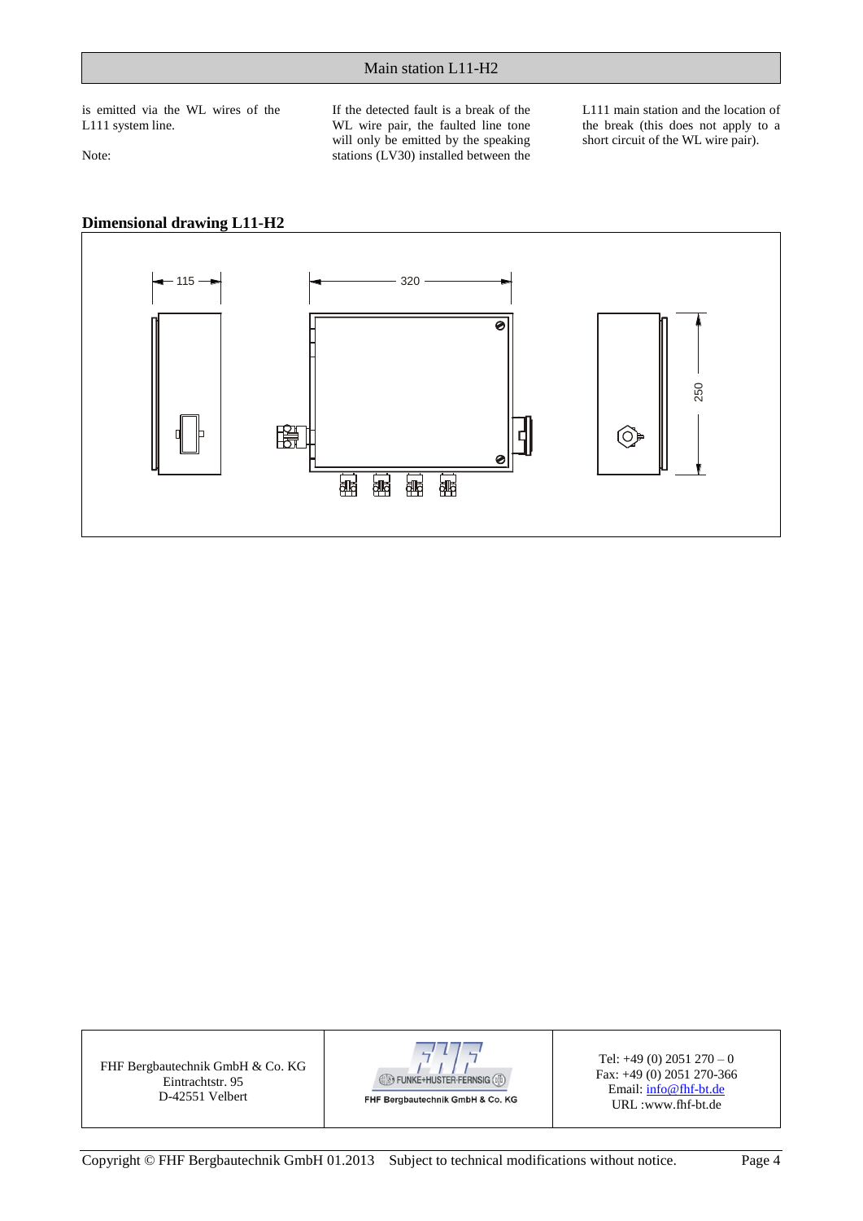is emitted via the WL wires of the L111 system line.

Note:

If the detected fault is a break of the WL wire pair, the faulted line tone will only be emitted by the speaking stations (LV30) installed between the L111 main station and the location of the break (this does not apply to a short circuit of the WL wire pair).

**Dimensional drawing L11-H2**

115

320

250

| | | |
|---|---|---|
| FHF Bergbautechnik GmbH & Co. KG<br>Eintrachtstr. 95<br>D-42551 Velbert | FUNKE+HUSTER FERNSIG<br>FHF Bergbautechnik GmbH & Co. KG | Tel: +49 (0) 2051 270 – 0<br>Fax: +49 (0) 2051 270-366<br>Email: info@fhf-bt.de<br>URL :www.fhf-bt.de |

Copyright © FHF Bergbautechnik GmbH 01.2013 Subject to technical modifications without notice.